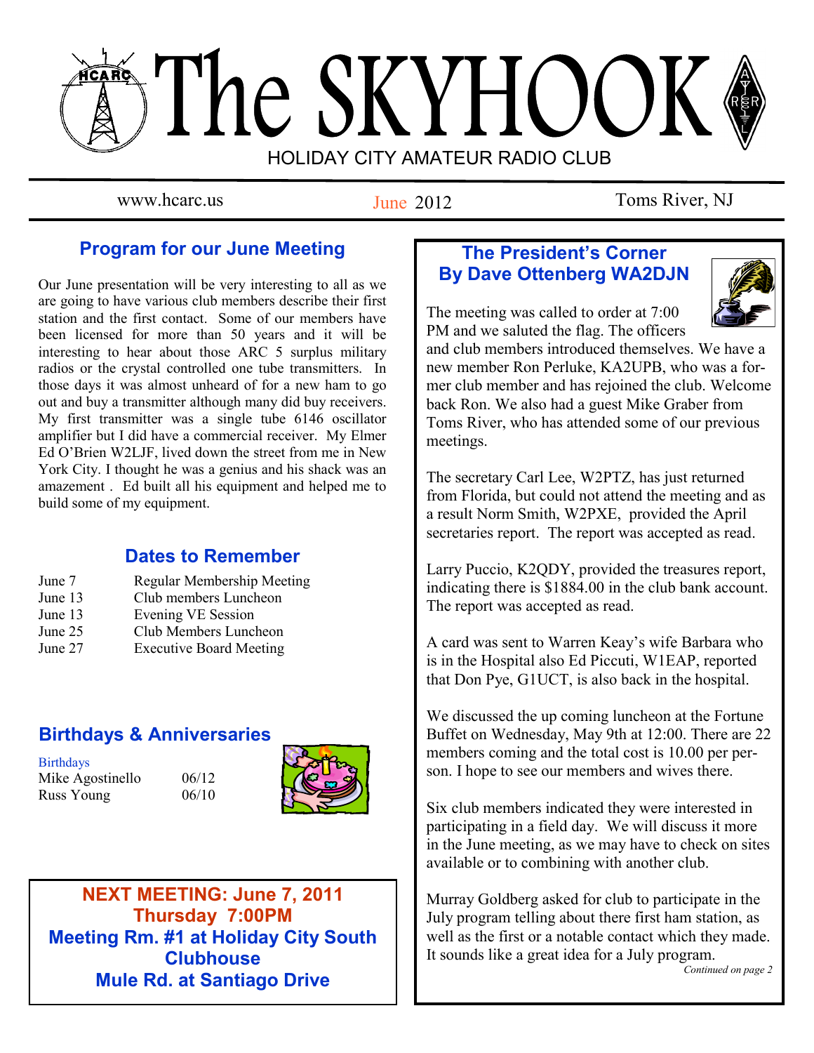# The SKYHOOK

HOLIDAY CITY AMATEUR RADIO CLUB

www.hcarc.us | June 2012 | Toms River, NJ

## Program for our June Meeting

Our June presentation will be very interesting to all as we are going to have various club members describe their first station and the first contact. Some of our members have been licensed for more than 50 years and it will be interesting to hear about those ARC 5 surplus military radios or the crystal controlled one tube transmitters. In those days it was almost unheard of for a new ham to go out and buy a transmitter although many did buy receivers. My first transmitter was a single tube 6146 oscillator amplifier but I did have a commercial receiver. My Elmer Ed O'Brien W2LJF, lived down the street from me in New York City. I thought he was a genius and his shack was an amazement . Ed built all his equipment and helped me to build some of my equipment.

## Dates to Remember

| | |
|---|---|
| June 7 | Regular Membership Meeting |
| June 13 | Club members Luncheon |
| June 13 | Evening VE Session |
| June 25 | Club Members Luncheon |
| June 27 | Executive Board Meeting |

## Birthdays & Anniversaries

Birthdays

| | |
|---|---|
| Mike Agostinello | 06/12 |
| Russ Young | 06/10 |

**NEXT MEETING: June 7, 2011**
**Thursday 7:00PM**
**Meeting Rm. #1 at Holiday City South Clubhouse**
**Mule Rd. at Santiago Drive**

## The President's Corner
## By Dave Ottenberg WA2DJN

The meeting was called to order at 7:00 PM and we saluted the flag. The officers and club members introduced themselves. We have a new member Ron Perluke, KA2UPB, who was a former club member and has rejoined the club. Welcome back Ron. We also had a guest Mike Graber from Toms River, who has attended some of our previous meetings.

The secretary Carl Lee, W2PTZ, has just returned from Florida, but could not attend the meeting and as a result Norm Smith, W2PXE, provided the April secretaries report. The report was accepted as read.

Larry Puccio, K2QDY, provided the treasures report, indicating there is $1884.00 in the club bank account. The report was accepted as read.

A card was sent to Warren Keay's wife Barbara who is in the Hospital also Ed Piccuti, W1EAP, reported that Don Pye, G1UCT, is also back in the hospital.

We discussed the up coming luncheon at the Fortune Buffet on Wednesday, May 9th at 12:00. There are 22 members coming and the total cost is 10.00 per person. I hope to see our members and wives there.

Six club members indicated they were interested in participating in a field day. We will discuss it more in the June meeting, as we may have to check on sites available or to combining with another club.

Murray Goldberg asked for club to participate in the July program telling about there first ham station, as well as the first or a notable contact which they made. It sounds like a great idea for a July program.

*Continued on page 2*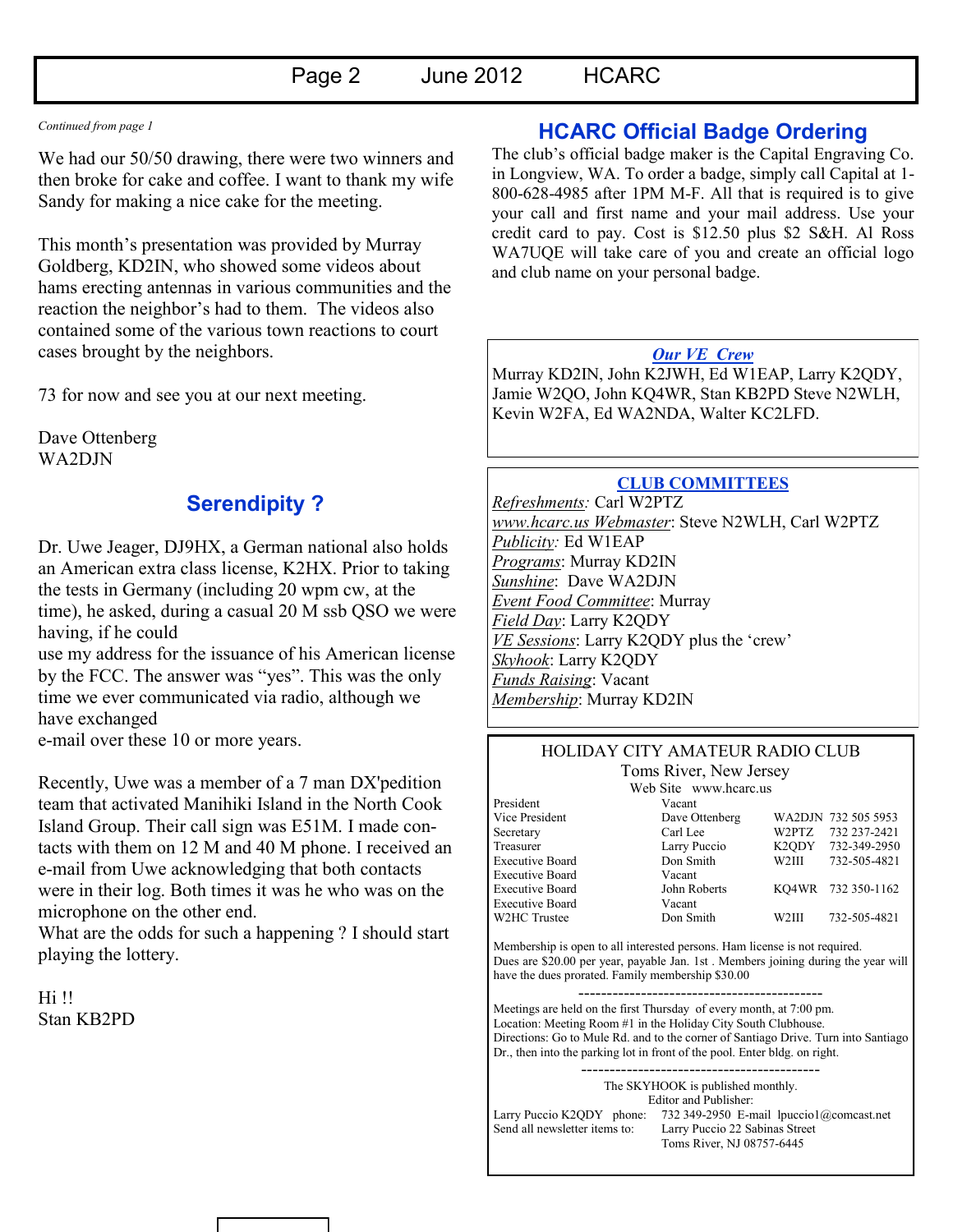*Continued from page 1*

We had our 50/50 drawing, there were two winners and then broke for cake and coffee. I want to thank my wife Sandy for making a nice cake for the meeting.

This month's presentation was provided by Murray Goldberg, KD2IN, who showed some videos about hams erecting antennas in various communities and the reaction the neighbor's had to them. The videos also contained some of the various town reactions to court cases brought by the neighbors.

73 for now and see you at our next meeting.

Dave Ottenberg
WA2DJN

## Serendipity ?

Dr. Uwe Jeager, DJ9HX, a German national also holds an American extra class license, K2HX. Prior to taking the tests in Germany (including 20 wpm cw, at the time), he asked, during a casual 20 M ssb QSO we were having, if he could use my address for the issuance of his American license by the FCC. The answer was "yes". This was the only time we ever communicated via radio, although we have exchanged e-mail over these 10 or more years.

Recently, Uwe was a member of a 7 man DX'pedition team that activated Manihiki Island in the North Cook Island Group. Their call sign was E51M. I made contacts with them on 12 M and 40 M phone. I received an e-mail from Uwe acknowledging that both contacts were in their log. Both times it was he who was on the microphone on the other end.
What are the odds for such a happening ? I should start playing the lottery.

Hi !!
Stan KB2PD

## HCARC Official Badge Ordering

The club's official badge maker is the Capital Engraving Co. in Longview, WA. To order a badge, simply call Capital at 1-800-628-4985 after 1PM M-F. All that is required is to give your call and first name and your mail address. Use your credit card to pay. Cost is $12.50 plus $2 S&H. Al Ross WA7UQE will take care of you and create an official logo and club name on your personal badge.

### *Our VE Crew*

Murray KD2IN, John K2JWH, Ed W1EAP, Larry K2QDY, Jamie W2QO, John KQ4WR, Stan KB2PD Steve N2WLH, Kevin W2FA, Ed WA2NDA, Walter KC2LFD.

### CLUB COMMITTEES

*Refreshments*: Carl W2PTZ
*www.hcarc.us Webmaster*: Steve N2WLH, Carl W2PTZ
*Publicity*: Ed W1EAP
*Programs*: Murray KD2IN
*Sunshine*: Dave WA2DJN
*Event Food Committee*: Murray
*Field Day*: Larry K2QDY
*VE Sessions*: Larry K2QDY plus the 'crew'
*Skyhook*: Larry K2QDY
*Funds Raising*: Vacant
*Membership*: Murray KD2IN

### HOLIDAY CITY AMATEUR RADIO CLUB

Toms River, New Jersey
Web Site www.hcarc.us

| Position | Name | Call | Phone |
|---|---|---|---|
| President | Vacant | | |
| Vice President | Dave Ottenberg | WA2DJN | 732 505 5953 |
| Secretary | Carl Lee | W2PTZ | 732 237-2421 |
| Treasurer | Larry Puccio | K2QDY | 732-349-2950 |
| Executive Board | Don Smith | W2III | 732-505-4821 |
| Executive Board | Vacant | | |
| Executive Board | John Roberts | KQ4WR | 732 350-1162 |
| Executive Board | Vacant | | |
| W2HC Trustee | Don Smith | W2III | 732-505-4821 |

Membership is open to all interested persons. Ham license is not required. Dues are $20.00 per year, payable Jan. 1st . Members joining during the year will have the dues prorated. Family membership $30.00

Meetings are held on the first Thursday of every month, at 7:00 pm.
Location: Meeting Room #1 in the Holiday City South Clubhouse.
Directions: Go to Mule Rd. and to the corner of Santiago Drive. Turn into Santiago Dr., then into the parking lot in front of the pool. Enter bldg. on right.

The SKYHOOK is published monthly.
Editor and Publisher:
Larry Puccio K2QDY phone: 732 349-2950 E-mail lpuccio1@comcast.net
Send all newsletter items to: Larry Puccio 22 Sabinas Street
Toms River, NJ 08757-6445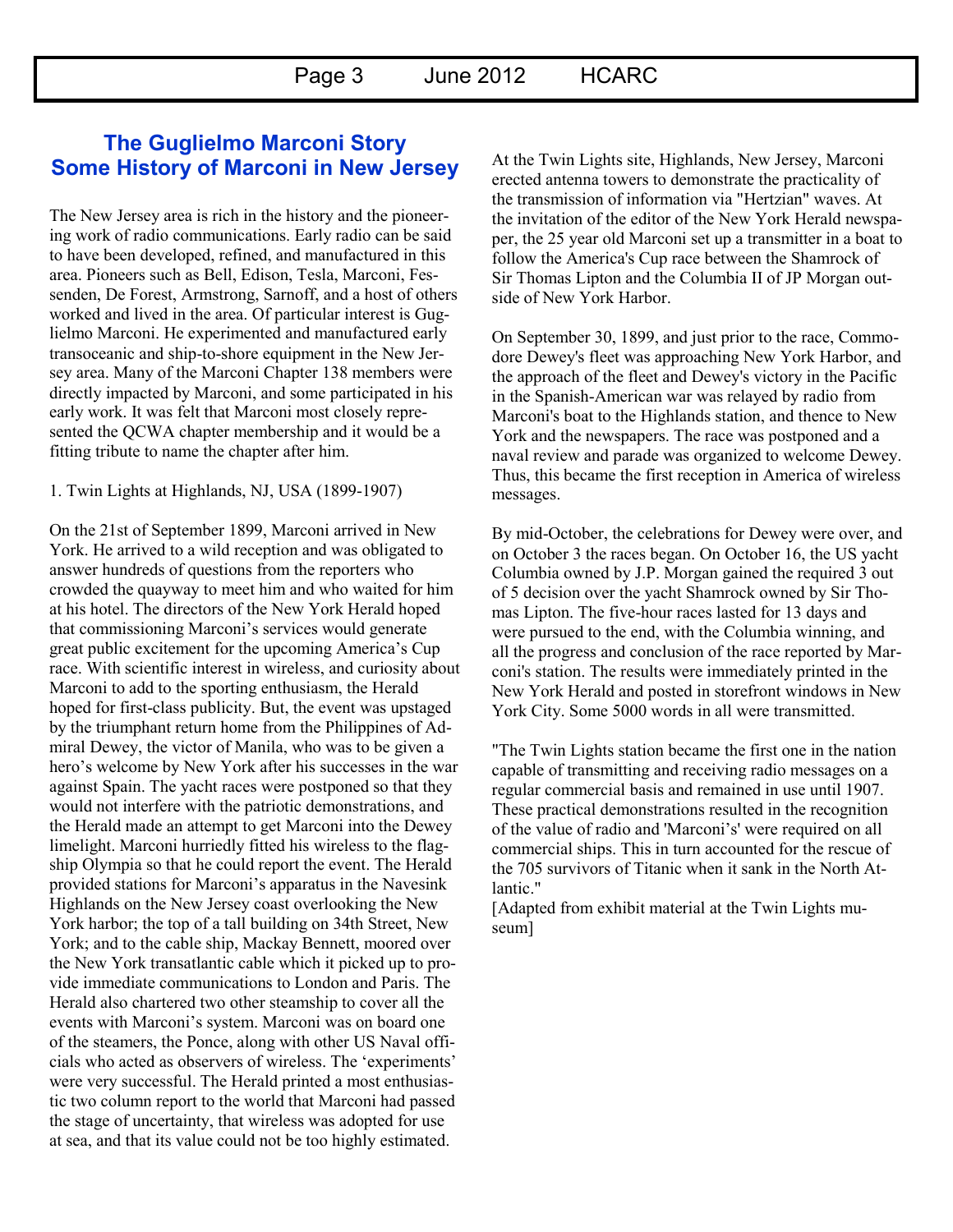## The Guglielmo Marconi Story
## Some History of Marconi in New Jersey

The New Jersey area is rich in the history and the pioneering work of radio communications. Early radio can be said to have been developed, refined, and manufactured in this area. Pioneers such as Bell, Edison, Tesla, Marconi, Fessenden, De Forest, Armstrong, Sarnoff, and a host of others worked and lived in the area. Of particular interest is Guglielmo Marconi. He experimented and manufactured early transoceanic and ship-to-shore equipment in the New Jersey area. Many of the Marconi Chapter 138 members were directly impacted by Marconi, and some participated in his early work. It was felt that Marconi most closely represented the QCWA chapter membership and it would be a fitting tribute to name the chapter after him.

1. Twin Lights at Highlands, NJ, USA (1899-1907)

On the 21st of September 1899, Marconi arrived in New York. He arrived to a wild reception and was obligated to answer hundreds of questions from the reporters who crowded the quayway to meet him and who waited for him at his hotel. The directors of the New York Herald hoped that commissioning Marconi's services would generate great public excitement for the upcoming America's Cup race. With scientific interest in wireless, and curiosity about Marconi to add to the sporting enthusiasm, the Herald hoped for first-class publicity. But, the event was upstaged by the triumphant return home from the Philippines of Admiral Dewey, the victor of Manila, who was to be given a hero's welcome by New York after his successes in the war against Spain. The yacht races were postponed so that they would not interfere with the patriotic demonstrations, and the Herald made an attempt to get Marconi into the Dewey limelight. Marconi hurriedly fitted his wireless to the flagship Olympia so that he could report the event. The Herald provided stations for Marconi's apparatus in the Navesink Highlands on the New Jersey coast overlooking the New York harbor; the top of a tall building on 34th Street, New York; and to the cable ship, Mackay Bennett, moored over the New York transatlantic cable which it picked up to provide immediate communications to London and Paris. The Herald also chartered two other steamship to cover all the events with Marconi's system. Marconi was on board one of the steamers, the Ponce, along with other US Naval officials who acted as observers of wireless. The 'experiments' were very successful. The Herald printed a most enthusiastic two column report to the world that Marconi had passed the stage of uncertainty, that wireless was adopted for use at sea, and that its value could not be too highly estimated.

At the Twin Lights site, Highlands, New Jersey, Marconi erected antenna towers to demonstrate the practicality of the transmission of information via "Hertzian" waves. At the invitation of the editor of the New York Herald newspaper, the 25 year old Marconi set up a transmitter in a boat to follow the America's Cup race between the Shamrock of Sir Thomas Lipton and the Columbia II of JP Morgan outside of New York Harbor.

On September 30, 1899, and just prior to the race, Commodore Dewey's fleet was approaching New York Harbor, and the approach of the fleet and Dewey's victory in the Pacific in the Spanish-American war was relayed by radio from Marconi's boat to the Highlands station, and thence to New York and the newspapers. The race was postponed and a naval review and parade was organized to welcome Dewey. Thus, this became the first reception in America of wireless messages.

By mid-October, the celebrations for Dewey were over, and on October 3 the races began. On October 16, the US yacht Columbia owned by J.P. Morgan gained the required 3 out of 5 decision over the yacht Shamrock owned by Sir Thomas Lipton. The five-hour races lasted for 13 days and were pursued to the end, with the Columbia winning, and all the progress and conclusion of the race reported by Marconi's station. The results were immediately printed in the New York Herald and posted in storefront windows in New York City. Some 5000 words in all were transmitted.

"The Twin Lights station became the first one in the nation capable of transmitting and receiving radio messages on a regular commercial basis and remained in use until 1907. These practical demonstrations resulted in the recognition of the value of radio and 'Marconi's' were required on all commercial ships. This in turn accounted for the rescue of the 705 survivors of Titanic when it sank in the North Atlantic."
[Adapted from exhibit material at the Twin Lights museum]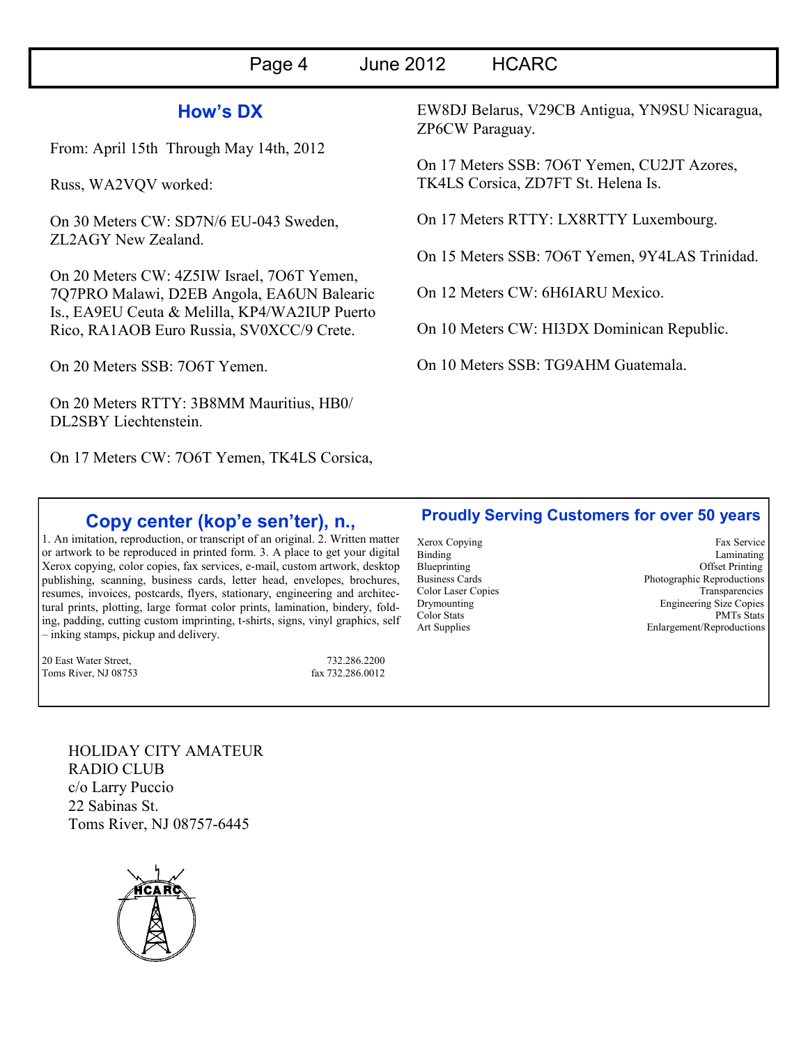## How's DX

From: April 15th Through May 14th, 2012

Russ, WA2VQV worked:

On 30 Meters CW: SD7N/6 EU-043 Sweden, ZL2AGY New Zealand.

On 20 Meters CW: 4Z5IW Israel, 7O6T Yemen, 7Q7PRO Malawi, D2EB Angola, EA6UN Balearic Is., EA9EU Ceuta & Melilla, KP4/WA2IUP Puerto Rico, RA1AOB Euro Russia, SV0XCC/9 Crete.

On 20 Meters SSB: 7O6T Yemen.

On 20 Meters RTTY: 3B8MM Mauritius, HB0/DL2SBY Liechtenstein.

On 17 Meters CW: 7O6T Yemen, TK4LS Corsica, EW8DJ Belarus, V29CB Antigua, YN9SU Nicaragua, ZP6CW Paraguay.

On 17 Meters SSB: 7O6T Yemen, CU2JT Azores, TK4LS Corsica, ZD7FT St. Helena Is.

On 17 Meters RTTY: LX8RTTY Luxembourg.

On 15 Meters SSB: 7O6T Yemen, 9Y4LAS Trinidad.

On 12 Meters CW: 6H6IARU Mexico.

On 10 Meters CW: HI3DX Dominican Republic.

On 10 Meters SSB: TG9AHM Guatemala.

---

### Copy center (kop'e sen'ter), n.,

1. An imitation, reproduction, or transcript of an original. 2. Written matter or artwork to be reproduced in printed form. 3. A place to get your digital Xerox copying, color copies, fax services, e-mail, custom artwork, desktop publishing, scanning, business cards, letter head, envelopes, brochures, resumes, invoices, postcards, flyers, stationary, engineering and architectural prints, plotting, large format color prints, lamination, bindery, folding, padding, cutting custom imprinting, t-shirts, signs, vinyl graphics, self – inking stamps, pickup and delivery.

20 East Water Street, 
Toms River, NJ 08753

732.286.2200 
fax 732.286.0012

### Proudly Serving Customers for over 50 years

| | |
|---|---|
| Xerox Copying | Fax Service |
| Binding | Laminating |
| Blueprinting | Offset Printing |
| Business Cards | Photographic Reproductions |
| Color Laser Copies | Transparencies |
| Drymounting | Engineering Size Copies |
| Color Stats | PMTs Stats |
| Art Supplies | Enlargement/Reproductions |

---

HOLIDAY CITY AMATEUR RADIO CLUB 
c/o Larry Puccio 
22 Sabinas St. 
Toms River, NJ 08757-6445

HCARC